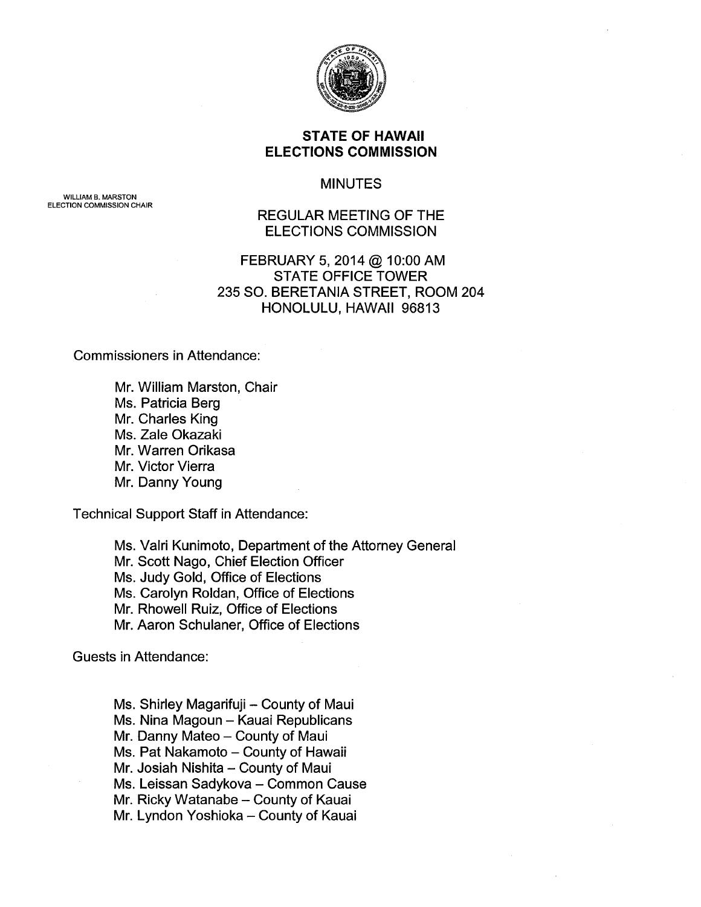WILLIAM B. MARSTON
ELECTION COMMISSION CHAIR

# STATE OF HAWAII
# ELECTIONS COMMISSION

## MINUTES

## REGULAR MEETING OF THE ELECTIONS COMMISSION

FEBRUARY 5, 2014 @ 10:00 AM
STATE OFFICE TOWER
235 SO. BERETANIA STREET, ROOM 204
HONOLULU, HAWAII 96813

Commissioners in Attendance:

- Mr. William Marston, Chair
- Ms. Patricia Berg
- Mr. Charles King
- Ms. Zale Okazaki
- Mr. Warren Orikasa
- Mr. Victor Vierra
- Mr. Danny Young

Technical Support Staff in Attendance:

- Ms. Valri Kunimoto, Department of the Attorney General
- Mr. Scott Nago, Chief Election Officer
- Ms. Judy Gold, Office of Elections
- Ms. Carolyn Roldan, Office of Elections
- Mr. Rhowell Ruiz, Office of Elections
- Mr. Aaron Schulaner, Office of Elections

Guests in Attendance:

- Ms. Shirley Magarifuji – County of Maui
- Ms. Nina Magoun – Kauai Republicans
- Mr. Danny Mateo – County of Maui
- Ms. Pat Nakamoto – County of Hawaii
- Mr. Josiah Nishita – County of Maui
- Ms. Leissan Sadykova – Common Cause
- Mr. Ricky Watanabe – County of Kauai
- Mr. Lyndon Yoshioka – County of Kauai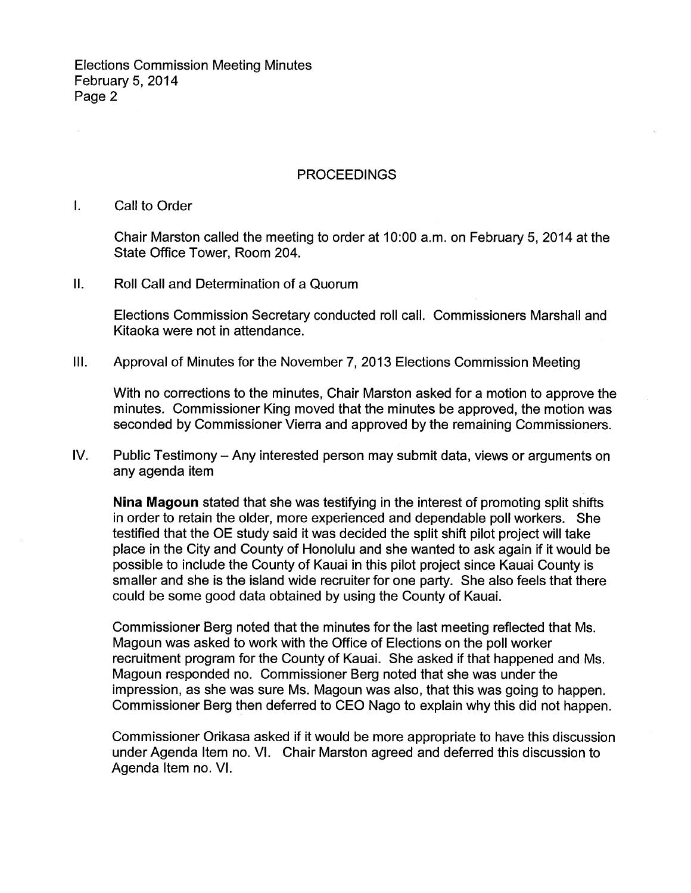## PROCEEDINGS

I. Call to Order

Chair Marston called the meeting to order at 10:00 a.m. on February 5, 2014 at the State Office Tower, Room 204.

II. Roll Call and Determination of a Quorum

Elections Commission Secretary conducted roll call. Commissioners Marshall and Kitaoka were not in attendance.

III. Approval of Minutes for the November 7, 2013 Elections Commission Meeting

With no corrections to the minutes, Chair Marston asked for a motion to approve the minutes. Commissioner King moved that the minutes be approved, the motion was seconded by Commissioner Vierra and approved by the remaining Commissioners.

IV. Public Testimony – Any interested person may submit data, views or arguments on any agenda item

**Nina Magoun** stated that she was testifying in the interest of promoting split shifts in order to retain the older, more experienced and dependable poll workers. She testified that the OE study said it was decided the split shift pilot project will take place in the City and County of Honolulu and she wanted to ask again if it would be possible to include the County of Kauai in this pilot project since Kauai County is smaller and she is the island wide recruiter for one party. She also feels that there could be some good data obtained by using the County of Kauai.

Commissioner Berg noted that the minutes for the last meeting reflected that Ms. Magoun was asked to work with the Office of Elections on the poll worker recruitment program for the County of Kauai. She asked if that happened and Ms. Magoun responded no. Commissioner Berg noted that she was under the impression, as she was sure Ms. Magoun was also, that this was going to happen. Commissioner Berg then deferred to CEO Nago to explain why this did not happen.

Commissioner Orikasa asked if it would be more appropriate to have this discussion under Agenda Item no. VI. Chair Marston agreed and deferred this discussion to Agenda Item no. VI.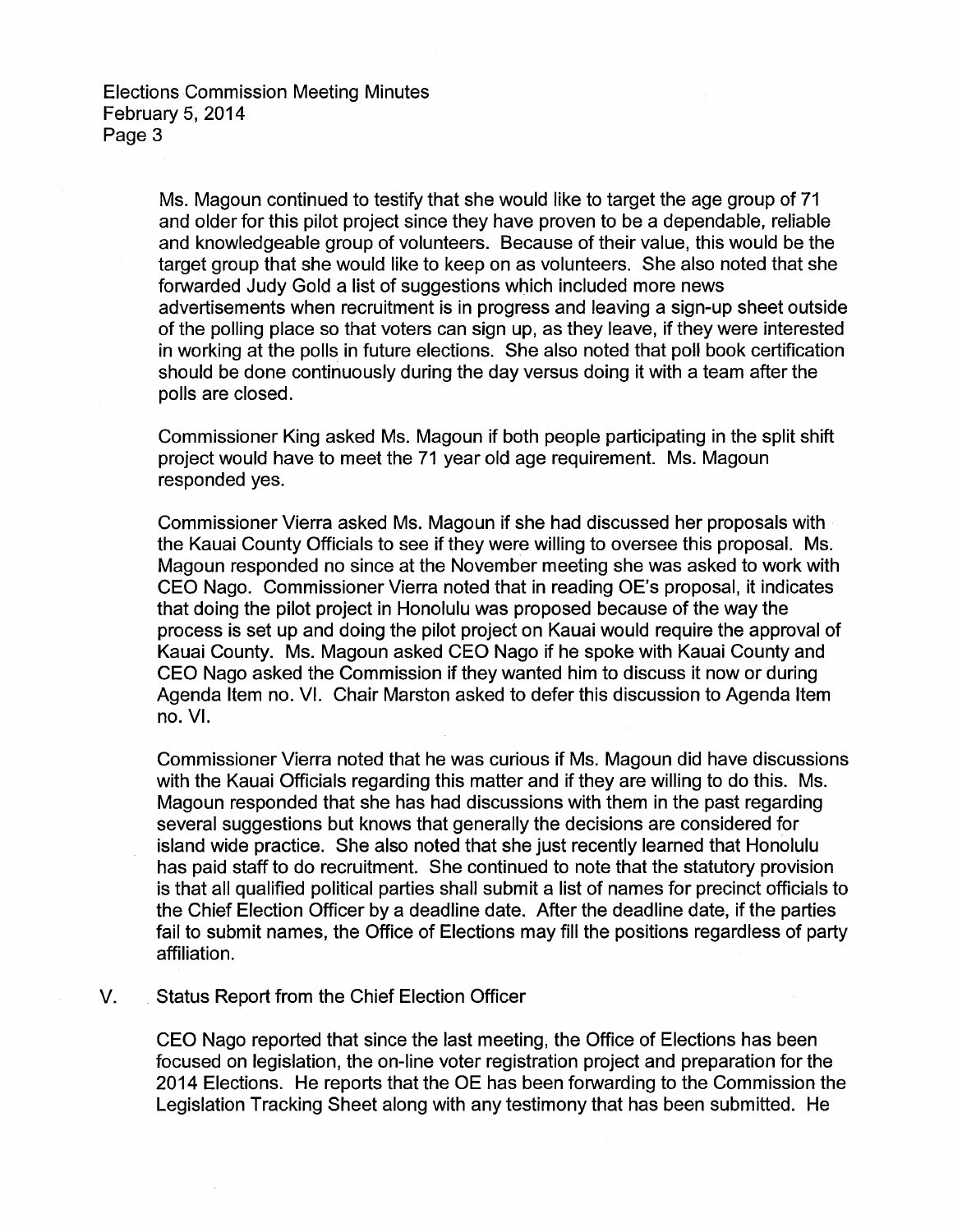Ms. Magoun continued to testify that she would like to target the age group of 71 and older for this pilot project since they have proven to be a dependable, reliable and knowledgeable group of volunteers. Because of their value, this would be the target group that she would like to keep on as volunteers. She also noted that she forwarded Judy Gold a list of suggestions which included more news advertisements when recruitment is in progress and leaving a sign-up sheet outside of the polling place so that voters can sign up, as they leave, if they were interested in working at the polls in future elections. She also noted that poll book certification should be done continuously during the day versus doing it with a team after the polls are closed.

Commissioner King asked Ms. Magoun if both people participating in the split shift project would have to meet the 71 year old age requirement. Ms. Magoun responded yes.

Commissioner Vierra asked Ms. Magoun if she had discussed her proposals with the Kauai County Officials to see if they were willing to oversee this proposal. Ms. Magoun responded no since at the November meeting she was asked to work with CEO Nago. Commissioner Vierra noted that in reading OE's proposal, it indicates that doing the pilot project in Honolulu was proposed because of the way the process is set up and doing the pilot project on Kauai would require the approval of Kauai County. Ms. Magoun asked CEO Nago if he spoke with Kauai County and CEO Nago asked the Commission if they wanted him to discuss it now or during Agenda Item no. VI. Chair Marston asked to defer this discussion to Agenda Item no. VI.

Commissioner Vierra noted that he was curious if Ms. Magoun did have discussions with the Kauai Officials regarding this matter and if they are willing to do this. Ms. Magoun responded that she has had discussions with them in the past regarding several suggestions but knows that generally the decisions are considered for island wide practice. She also noted that she just recently learned that Honolulu has paid staff to do recruitment. She continued to note that the statutory provision is that all qualified political parties shall submit a list of names for precinct officials to the Chief Election Officer by a deadline date. After the deadline date, if the parties fail to submit names, the Office of Elections may fill the positions regardless of party affiliation.

V. Status Report from the Chief Election Officer

CEO Nago reported that since the last meeting, the Office of Elections has been focused on legislation, the on-line voter registration project and preparation for the 2014 Elections. He reports that the OE has been forwarding to the Commission the Legislation Tracking Sheet along with any testimony that has been submitted. He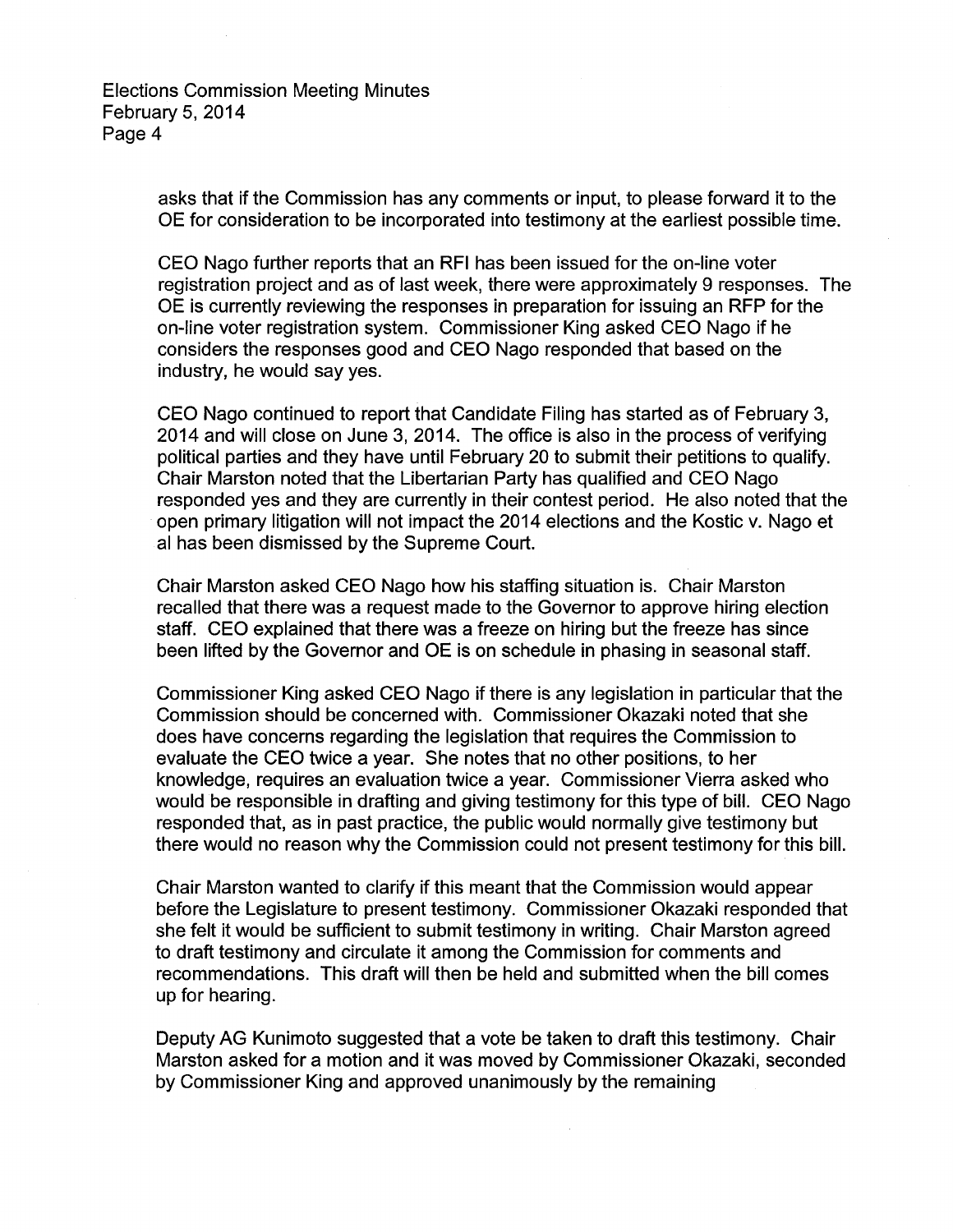asks that if the Commission has any comments or input, to please forward it to the OE for consideration to be incorporated into testimony at the earliest possible time.

CEO Nago further reports that an RFI has been issued for the on-line voter registration project and as of last week, there were approximately 9 responses. The OE is currently reviewing the responses in preparation for issuing an RFP for the on-line voter registration system. Commissioner King asked CEO Nago if he considers the responses good and CEO Nago responded that based on the industry, he would say yes.

CEO Nago continued to report that Candidate Filing has started as of February 3, 2014 and will close on June 3, 2014. The office is also in the process of verifying political parties and they have until February 20 to submit their petitions to qualify. Chair Marston noted that the Libertarian Party has qualified and CEO Nago responded yes and they are currently in their contest period. He also noted that the open primary litigation will not impact the 2014 elections and the Kostic v. Nago et al has been dismissed by the Supreme Court.

Chair Marston asked CEO Nago how his staffing situation is. Chair Marston recalled that there was a request made to the Governor to approve hiring election staff. CEO explained that there was a freeze on hiring but the freeze has since been lifted by the Governor and OE is on schedule in phasing in seasonal staff.

Commissioner King asked CEO Nago if there is any legislation in particular that the Commission should be concerned with. Commissioner Okazaki noted that she does have concerns regarding the legislation that requires the Commission to evaluate the CEO twice a year. She notes that no other positions, to her knowledge, requires an evaluation twice a year. Commissioner Vierra asked who would be responsible in drafting and giving testimony for this type of bill. CEO Nago responded that, as in past practice, the public would normally give testimony but there would no reason why the Commission could not present testimony for this bill.

Chair Marston wanted to clarify if this meant that the Commission would appear before the Legislature to present testimony. Commissioner Okazaki responded that she felt it would be sufficient to submit testimony in writing. Chair Marston agreed to draft testimony and circulate it among the Commission for comments and recommendations. This draft will then be held and submitted when the bill comes up for hearing.

Deputy AG Kunimoto suggested that a vote be taken to draft this testimony. Chair Marston asked for a motion and it was moved by Commissioner Okazaki, seconded by Commissioner King and approved unanimously by the remaining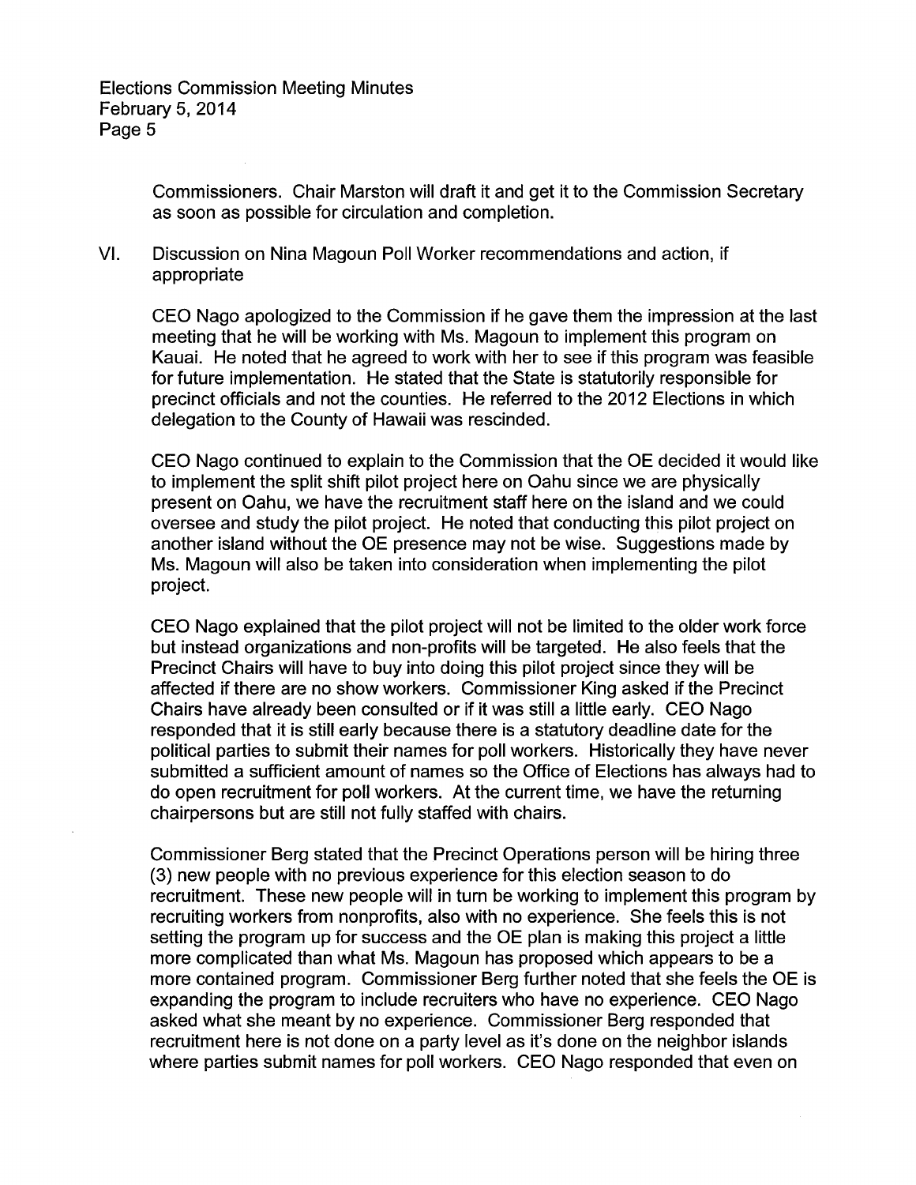Commissioners. Chair Marston will draft it and get it to the Commission Secretary as soon as possible for circulation and completion.

VI. Discussion on Nina Magoun Poll Worker recommendations and action, if appropriate

CEO Nago apologized to the Commission if he gave them the impression at the last meeting that he will be working with Ms. Magoun to implement this program on Kauai. He noted that he agreed to work with her to see if this program was feasible for future implementation. He stated that the State is statutorily responsible for precinct officials and not the counties. He referred to the 2012 Elections in which delegation to the County of Hawaii was rescinded.

CEO Nago continued to explain to the Commission that the OE decided it would like to implement the split shift pilot project here on Oahu since we are physically present on Oahu, we have the recruitment staff here on the island and we could oversee and study the pilot project. He noted that conducting this pilot project on another island without the OE presence may not be wise. Suggestions made by Ms. Magoun will also be taken into consideration when implementing the pilot project.

CEO Nago explained that the pilot project will not be limited to the older work force but instead organizations and non-profits will be targeted. He also feels that the Precinct Chairs will have to buy into doing this pilot project since they will be affected if there are no show workers. Commissioner King asked if the Precinct Chairs have already been consulted or if it was still a little early. CEO Nago responded that it is still early because there is a statutory deadline date for the political parties to submit their names for poll workers. Historically they have never submitted a sufficient amount of names so the Office of Elections has always had to do open recruitment for poll workers. At the current time, we have the returning chairpersons but are still not fully staffed with chairs.

Commissioner Berg stated that the Precinct Operations person will be hiring three (3) new people with no previous experience for this election season to do recruitment. These new people will in turn be working to implement this program by recruiting workers from nonprofits, also with no experience. She feels this is not setting the program up for success and the OE plan is making this project a little more complicated than what Ms. Magoun has proposed which appears to be a more contained program. Commissioner Berg further noted that she feels the OE is expanding the program to include recruiters who have no experience. CEO Nago asked what she meant by no experience. Commissioner Berg responded that recruitment here is not done on a party level as it's done on the neighbor islands where parties submit names for poll workers. CEO Nago responded that even on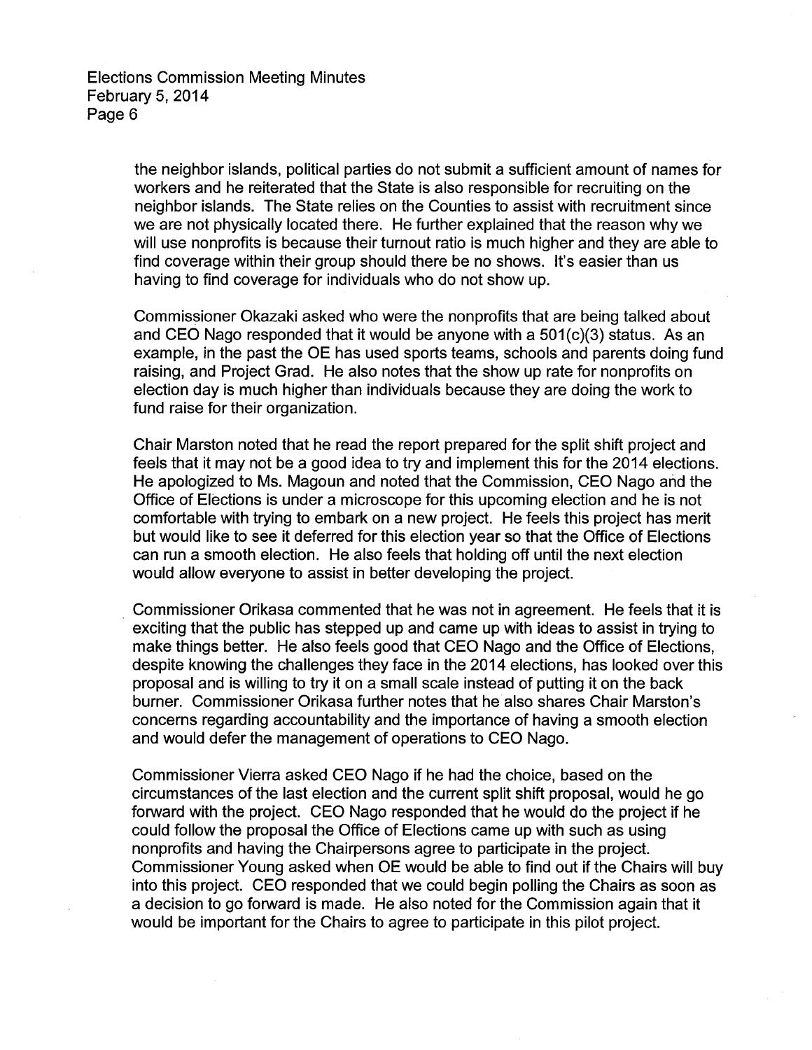the neighbor islands, political parties do not submit a sufficient amount of names for workers and he reiterated that the State is also responsible for recruiting on the neighbor islands. The State relies on the Counties to assist with recruitment since we are not physically located there. He further explained that the reason why we will use nonprofits is because their turnout ratio is much higher and they are able to find coverage within their group should there be no shows. It's easier than us having to find coverage for individuals who do not show up.

Commissioner Okazaki asked who were the nonprofits that are being talked about and CEO Nago responded that it would be anyone with a 501(c)(3) status. As an example, in the past the OE has used sports teams, schools and parents doing fund raising, and Project Grad. He also notes that the show up rate for nonprofits on election day is much higher than individuals because they are doing the work to fund raise for their organization.

Chair Marston noted that he read the report prepared for the split shift project and feels that it may not be a good idea to try and implement this for the 2014 elections. He apologized to Ms. Magoun and noted that the Commission, CEO Nago and the Office of Elections is under a microscope for this upcoming election and he is not comfortable with trying to embark on a new project. He feels this project has merit but would like to see it deferred for this election year so that the Office of Elections can run a smooth election. He also feels that holding off until the next election would allow everyone to assist in better developing the project.

Commissioner Orikasa commented that he was not in agreement. He feels that it is exciting that the public has stepped up and came up with ideas to assist in trying to make things better. He also feels good that CEO Nago and the Office of Elections, despite knowing the challenges they face in the 2014 elections, has looked over this proposal and is willing to try it on a small scale instead of putting it on the back burner. Commissioner Orikasa further notes that he also shares Chair Marston's concerns regarding accountability and the importance of having a smooth election and would defer the management of operations to CEO Nago.

Commissioner Vierra asked CEO Nago if he had the choice, based on the circumstances of the last election and the current split shift proposal, would he go forward with the project. CEO Nago responded that he would do the project if he could follow the proposal the Office of Elections came up with such as using nonprofits and having the Chairpersons agree to participate in the project. Commissioner Young asked when OE would be able to find out if the Chairs will buy into this project. CEO responded that we could begin polling the Chairs as soon as a decision to go forward is made. He also noted for the Commission again that it would be important for the Chairs to agree to participate in this pilot project.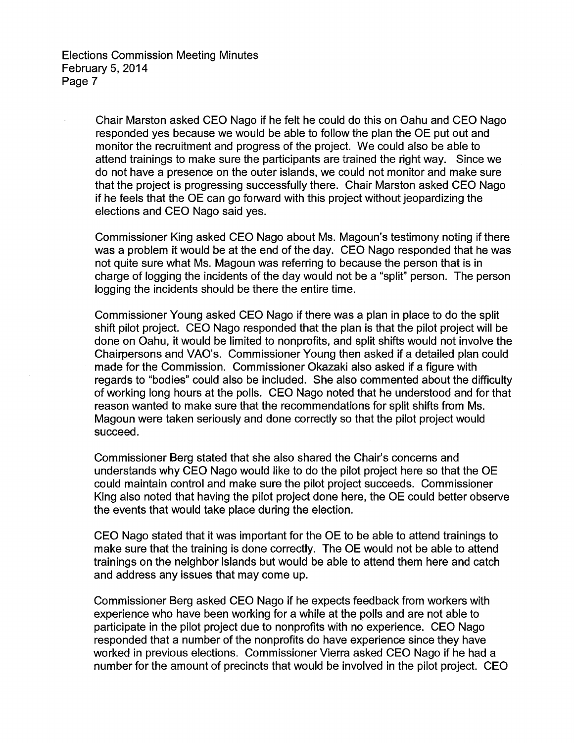Chair Marston asked CEO Nago if he felt he could do this on Oahu and CEO Nago responded yes because we would be able to follow the plan the OE put out and monitor the recruitment and progress of the project. We could also be able to attend trainings to make sure the participants are trained the right way. Since we do not have a presence on the outer islands, we could not monitor and make sure that the project is progressing successfully there. Chair Marston asked CEO Nago if he feels that the OE can go forward with this project without jeopardizing the elections and CEO Nago said yes.

Commissioner King asked CEO Nago about Ms. Magoun's testimony noting if there was a problem it would be at the end of the day. CEO Nago responded that he was not quite sure what Ms. Magoun was referring to because the person that is in charge of logging the incidents of the day would not be a "split" person. The person logging the incidents should be there the entire time.

Commissioner Young asked CEO Nago if there was a plan in place to do the split shift pilot project. CEO Nago responded that the plan is that the pilot project will be done on Oahu, it would be limited to nonprofits, and split shifts would not involve the Chairpersons and VAO's. Commissioner Young then asked if a detailed plan could made for the Commission. Commissioner Okazaki also asked if a figure with regards to "bodies" could also be included. She also commented about the difficulty of working long hours at the polls. CEO Nago noted that he understood and for that reason wanted to make sure that the recommendations for split shifts from Ms. Magoun were taken seriously and done correctly so that the pilot project would succeed.

Commissioner Berg stated that she also shared the Chair's concerns and understands why CEO Nago would like to do the pilot project here so that the OE could maintain control and make sure the pilot project succeeds. Commissioner King also noted that having the pilot project done here, the OE could better observe the events that would take place during the election.

CEO Nago stated that it was important for the OE to be able to attend trainings to make sure that the training is done correctly. The OE would not be able to attend trainings on the neighbor islands but would be able to attend them here and catch and address any issues that may come up.

Commissioner Berg asked CEO Nago if he expects feedback from workers with experience who have been working for a while at the polls and are not able to participate in the pilot project due to nonprofits with no experience. CEO Nago responded that a number of the nonprofits do have experience since they have worked in previous elections. Commissioner Vierra asked CEO Nago if he had a number for the amount of precincts that would be involved in the pilot project. CEO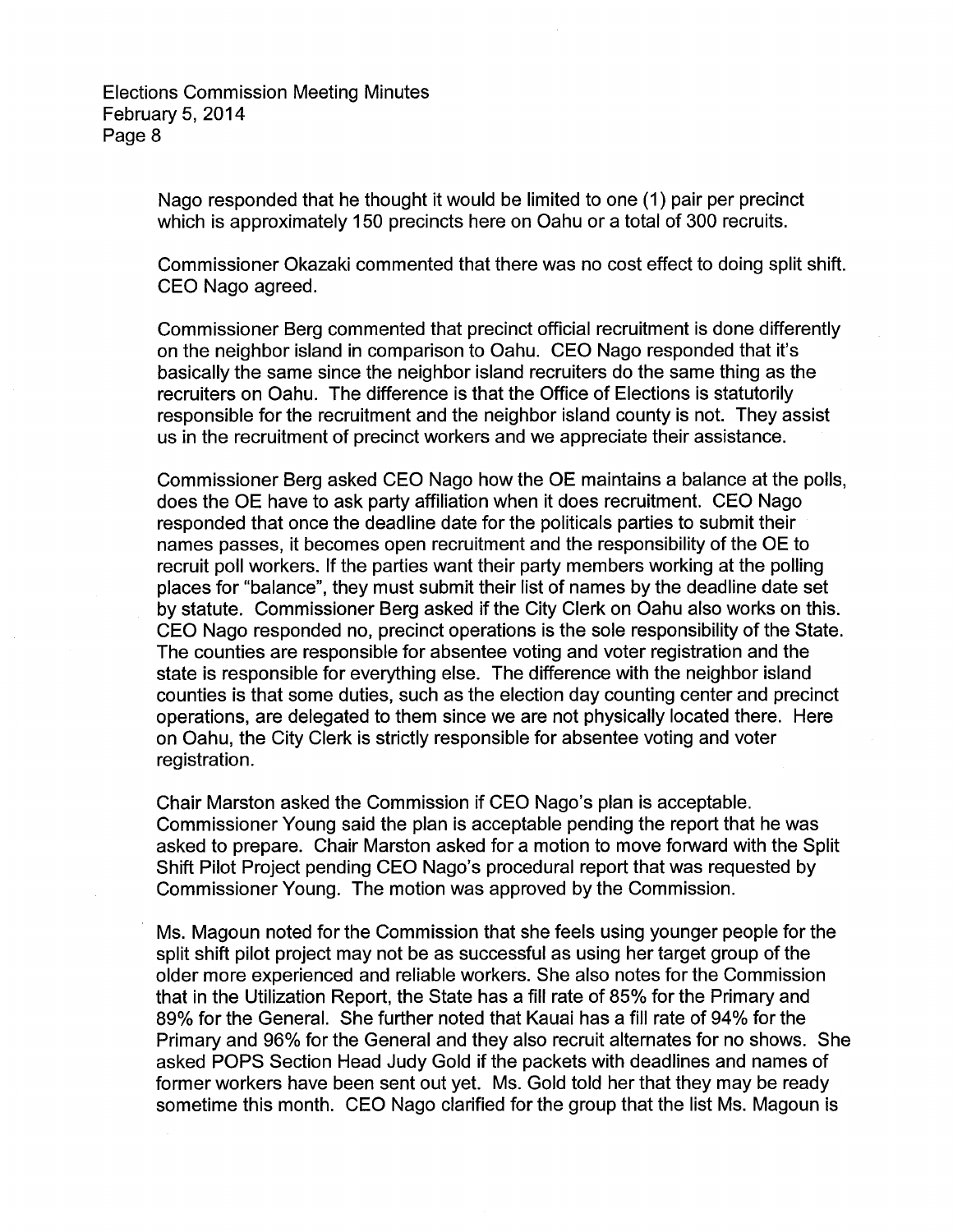Nago responded that he thought it would be limited to one (1) pair per precinct which is approximately 150 precincts here on Oahu or a total of 300 recruits.

Commissioner Okazaki commented that there was no cost effect to doing split shift. CEO Nago agreed.

Commissioner Berg commented that precinct official recruitment is done differently on the neighbor island in comparison to Oahu. CEO Nago responded that it's basically the same since the neighbor island recruiters do the same thing as the recruiters on Oahu. The difference is that the Office of Elections is statutorily responsible for the recruitment and the neighbor island county is not. They assist us in the recruitment of precinct workers and we appreciate their assistance.

Commissioner Berg asked CEO Nago how the OE maintains a balance at the polls, does the OE have to ask party affiliation when it does recruitment. CEO Nago responded that once the deadline date for the politicals parties to submit their names passes, it becomes open recruitment and the responsibility of the OE to recruit poll workers. If the parties want their party members working at the polling places for "balance", they must submit their list of names by the deadline date set by statute. Commissioner Berg asked if the City Clerk on Oahu also works on this. CEO Nago responded no, precinct operations is the sole responsibility of the State. The counties are responsible for absentee voting and voter registration and the state is responsible for everything else. The difference with the neighbor island counties is that some duties, such as the election day counting center and precinct operations, are delegated to them since we are not physically located there. Here on Oahu, the City Clerk is strictly responsible for absentee voting and voter registration.

Chair Marston asked the Commission if CEO Nago's plan is acceptable. Commissioner Young said the plan is acceptable pending the report that he was asked to prepare. Chair Marston asked for a motion to move forward with the Split Shift Pilot Project pending CEO Nago's procedural report that was requested by Commissioner Young. The motion was approved by the Commission.

Ms. Magoun noted for the Commission that she feels using younger people for the split shift pilot project may not be as successful as using her target group of the older more experienced and reliable workers. She also notes for the Commission that in the Utilization Report, the State has a fill rate of 85% for the Primary and 89% for the General. She further noted that Kauai has a fill rate of 94% for the Primary and 96% for the General and they also recruit alternates for no shows. She asked POPS Section Head Judy Gold if the packets with deadlines and names of former workers have been sent out yet. Ms. Gold told her that they may be ready sometime this month. CEO Nago clarified for the group that the list Ms. Magoun is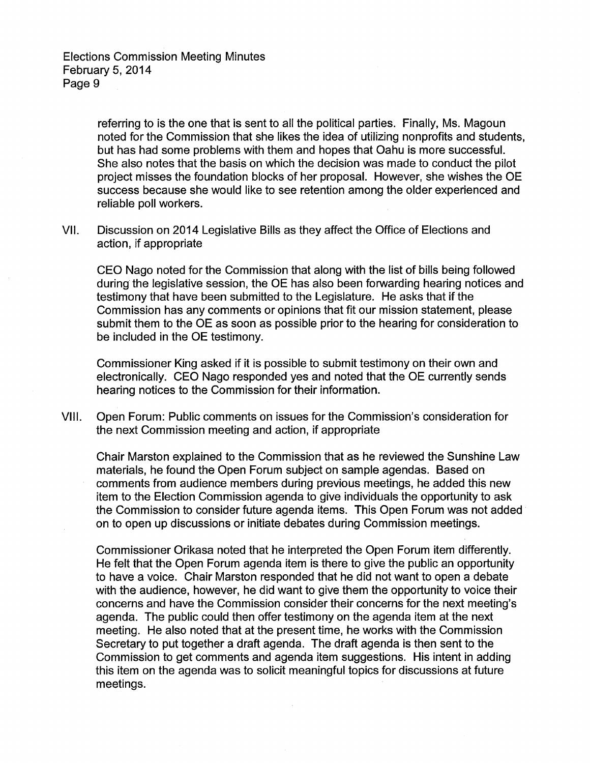referring to is the one that is sent to all the political parties. Finally, Ms. Magoun noted for the Commission that she likes the idea of utilizing nonprofits and students, but has had some problems with them and hopes that Oahu is more successful. She also notes that the basis on which the decision was made to conduct the pilot project misses the foundation blocks of her proposal. However, she wishes the OE success because she would like to see retention among the older experienced and reliable poll workers.

VII. Discussion on 2014 Legislative Bills as they affect the Office of Elections and action, if appropriate

CEO Nago noted for the Commission that along with the list of bills being followed during the legislative session, the OE has also been forwarding hearing notices and testimony that have been submitted to the Legislature. He asks that if the Commission has any comments or opinions that fit our mission statement, please submit them to the OE as soon as possible prior to the hearing for consideration to be included in the OE testimony.

Commissioner King asked if it is possible to submit testimony on their own and electronically. CEO Nago responded yes and noted that the OE currently sends hearing notices to the Commission for their information.

VIII. Open Forum: Public comments on issues for the Commission's consideration for the next Commission meeting and action, if appropriate

Chair Marston explained to the Commission that as he reviewed the Sunshine Law materials, he found the Open Forum subject on sample agendas. Based on comments from audience members during previous meetings, he added this new item to the Election Commission agenda to give individuals the opportunity to ask the Commission to consider future agenda items. This Open Forum was not added on to open up discussions or initiate debates during Commission meetings.

Commissioner Orikasa noted that he interpreted the Open Forum item differently. He felt that the Open Forum agenda item is there to give the public an opportunity to have a voice. Chair Marston responded that he did not want to open a debate with the audience, however, he did want to give them the opportunity to voice their concerns and have the Commission consider their concerns for the next meeting's agenda. The public could then offer testimony on the agenda item at the next meeting. He also noted that at the present time, he works with the Commission Secretary to put together a draft agenda. The draft agenda is then sent to the Commission to get comments and agenda item suggestions. His intent in adding this item on the agenda was to solicit meaningful topics for discussions at future meetings.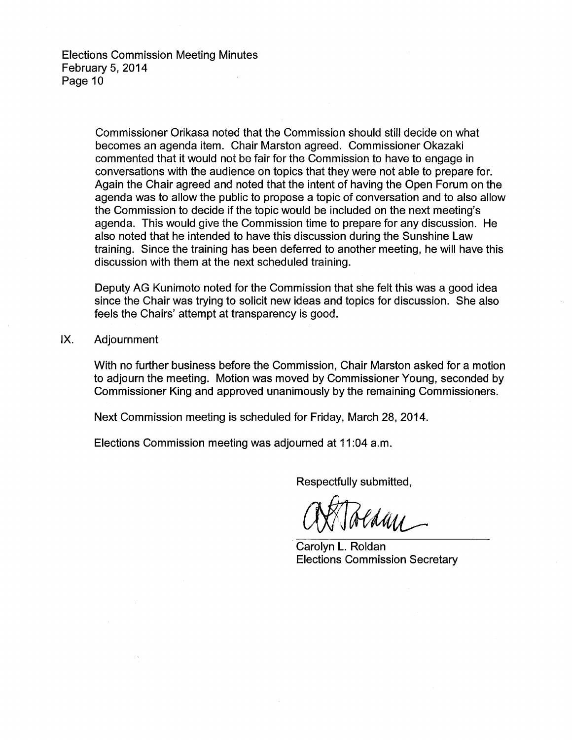Commissioner Orikasa noted that the Commission should still decide on what becomes an agenda item. Chair Marston agreed. Commissioner Okazaki commented that it would not be fair for the Commission to have to engage in conversations with the audience on topics that they were not able to prepare for. Again the Chair agreed and noted that the intent of having the Open Forum on the agenda was to allow the public to propose a topic of conversation and to also allow the Commission to decide if the topic would be included on the next meeting's agenda. This would give the Commission time to prepare for any discussion. He also noted that he intended to have this discussion during the Sunshine Law training. Since the training has been deferred to another meeting, he will have this discussion with them at the next scheduled training.

Deputy AG Kunimoto noted for the Commission that she felt this was a good idea since the Chair was trying to solicit new ideas and topics for discussion. She also feels the Chairs' attempt at transparency is good.

## IX. Adjournment

With no further business before the Commission, Chair Marston asked for a motion to adjourn the meeting. Motion was moved by Commissioner Young, seconded by Commissioner King and approved unanimously by the remaining Commissioners.

Next Commission meeting is scheduled for Friday, March 28, 2014.

Elections Commission meeting was adjourned at 11:04 a.m.

Respectfully submitted,

Carolyn L. Roldan
Elections Commission Secretary